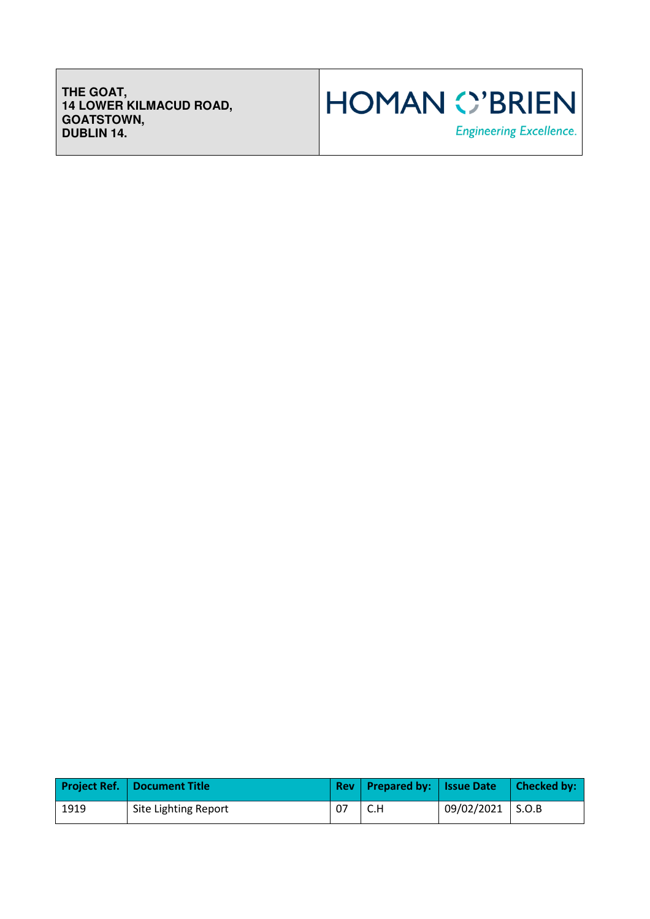**THE GOAT,**
**14 LOWER KILMACUD ROAD,**
**GOATSTOWN,**
**DUBLIN 14.**

HOMAN O'BRIEN

*Engineering Excellence.*

| Project Ref. | Document Title | Rev | Prepared by: | Issue Date | Checked by: |
|---|---|---|---|---|---|
| 1919 | Site Lighting Report | 07 | C.H | 09/02/2021 | S.O.B |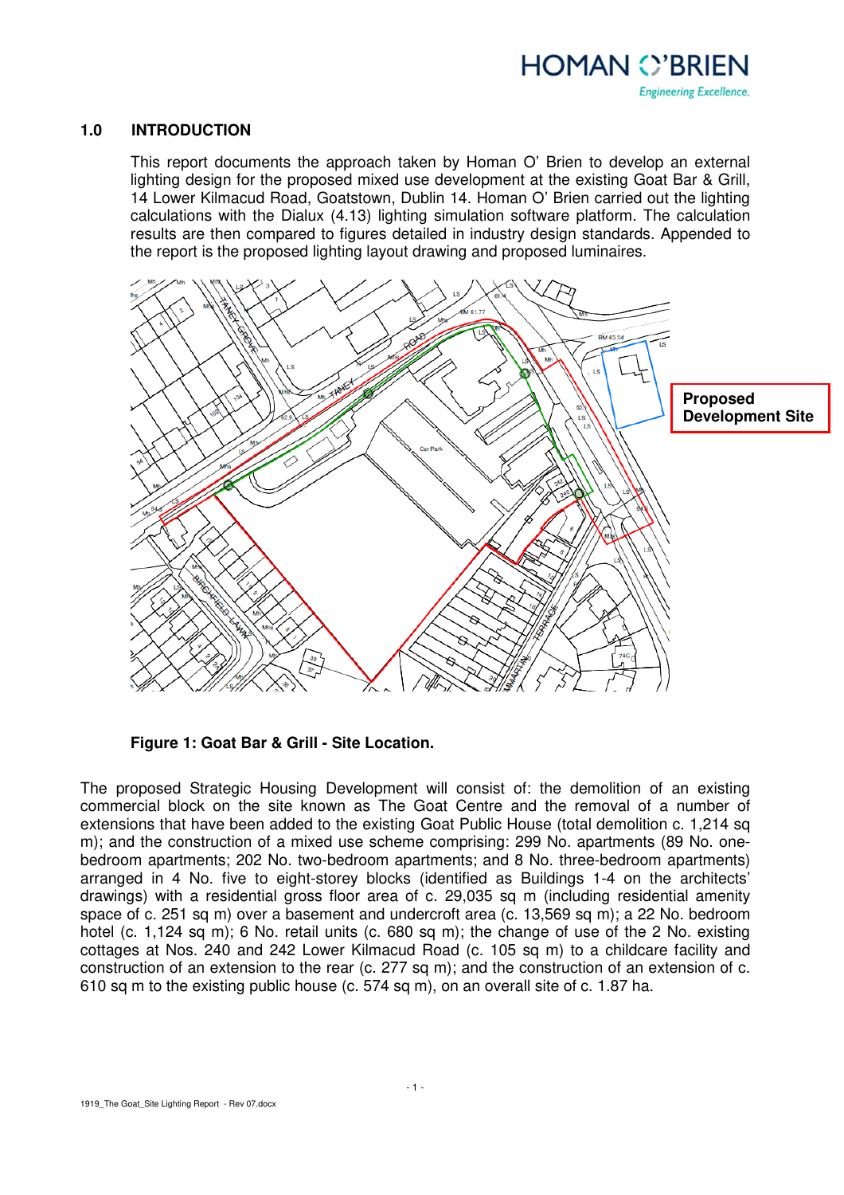## 1.0 INTRODUCTION

This report documents the approach taken by Homan O' Brien to develop an external lighting design for the proposed mixed use development at the existing Goat Bar & Grill, 14 Lower Kilmacud Road, Goatstown, Dublin 14. Homan O' Brien carried out the lighting calculations with the Dialux (4.13) lighting simulation software platform. The calculation results are then compared to figures detailed in industry design standards. Appended to the report is the proposed lighting layout drawing and proposed luminaires.

**Figure 1: Goat Bar & Grill - Site Location.**

The proposed Strategic Housing Development will consist of: the demolition of an existing commercial block on the site known as The Goat Centre and the removal of a number of extensions that have been added to the existing Goat Public House (total demolition c. 1,214 sq m); and the construction of a mixed use scheme comprising: 299 No. apartments (89 No. one-bedroom apartments; 202 No. two-bedroom apartments; and 8 No. three-bedroom apartments) arranged in 4 No. five to eight-storey blocks (identified as Buildings 1-4 on the architects' drawings) with a residential gross floor area of c. 29,035 sq m (including residential amenity space of c. 251 sq m) over a basement and undercroft area (c. 13,569 sq m); a 22 No. bedroom hotel (c. 1,124 sq m); 6 No. retail units (c. 680 sq m); the change of use of the 2 No. existing cottages at Nos. 240 and 242 Lower Kilmacud Road (c. 105 sq m) to a childcare facility and construction of an extension to the rear (c. 277 sq m); and the construction of an extension of c. 610 sq m to the existing public house (c. 574 sq m), on an overall site of c. 1.87 ha.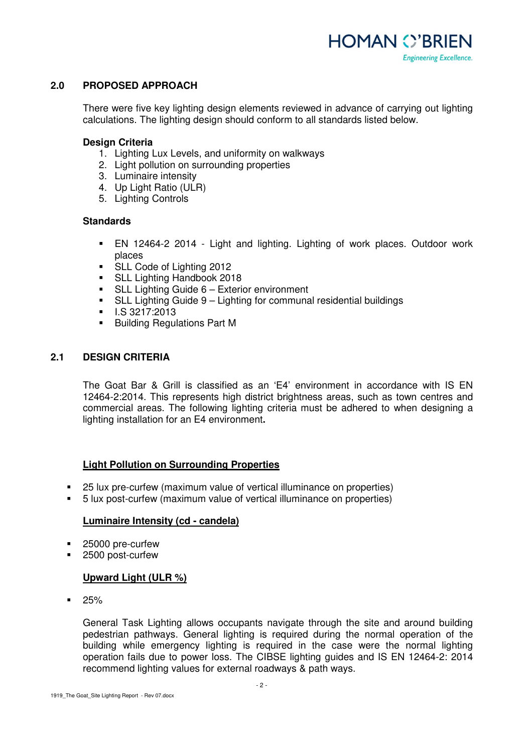## 2.0 PROPOSED APPROACH

There were five key lighting design elements reviewed in advance of carrying out lighting calculations. The lighting design should conform to all standards listed below.

**Design Criteria**

1. Lighting Lux Levels, and uniformity on walkways
2. Light pollution on surrounding properties
3. Luminaire intensity
4. Up Light Ratio (ULR)
5. Lighting Controls

**Standards**

- EN 12464-2 2014 - Light and lighting. Lighting of work places. Outdoor work places
- SLL Code of Lighting 2012
- SLL Lighting Handbook 2018
- SLL Lighting Guide 6 – Exterior environment
- SLL Lighting Guide 9 – Lighting for communal residential buildings
- I.S 3217:2013
- Building Regulations Part M

## 2.1 DESIGN CRITERIA

The Goat Bar & Grill is classified as an 'E4' environment in accordance with IS EN 12464-2:2014. This represents high district brightness areas, such as town centres and commercial areas. The following lighting criteria must be adhered to when designing a lighting installation for an E4 environment**.**

**Light Pollution on Surrounding Properties**

- 25 lux pre-curfew (maximum value of vertical illuminance on properties)
- 5 lux post-curfew (maximum value of vertical illuminance on properties)

**Luminaire Intensity (cd - candela)**

- 25000 pre-curfew
- 2500 post-curfew

**Upward Light (ULR %)**

- 25%

General Task Lighting allows occupants navigate through the site and around building pedestrian pathways. General lighting is required during the normal operation of the building while emergency lighting is required in the case were the normal lighting operation fails due to power loss. The CIBSE lighting guides and IS EN 12464-2: 2014 recommend lighting values for external roadways & path ways.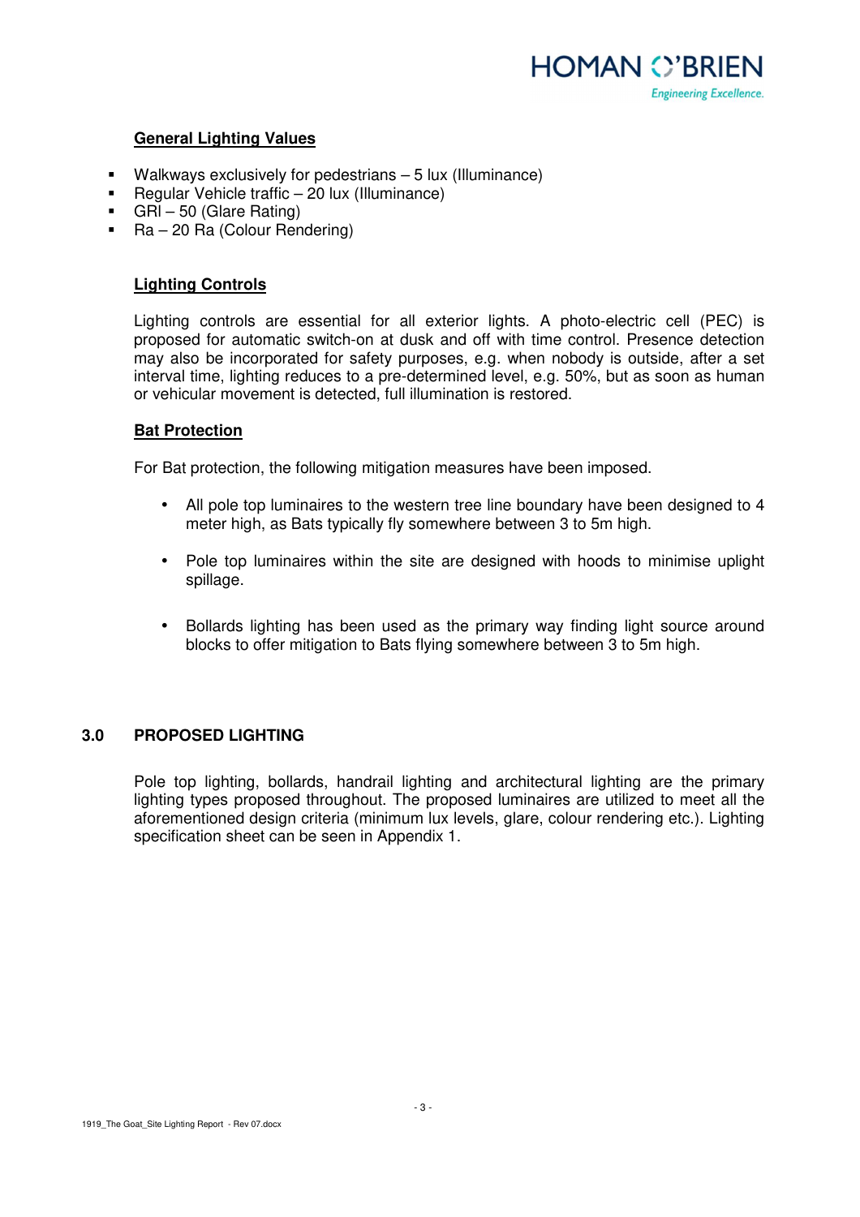**General Lighting Values**

- Walkways exclusively for pedestrians – 5 lux (Illuminance)
- Regular Vehicle traffic – 20 lux (Illuminance)
- GRI – 50 (Glare Rating)
- Ra – 20 Ra (Colour Rendering)

**Lighting Controls**

Lighting controls are essential for all exterior lights. A photo-electric cell (PEC) is proposed for automatic switch-on at dusk and off with time control. Presence detection may also be incorporated for safety purposes, e.g. when nobody is outside, after a set interval time, lighting reduces to a pre-determined level, e.g. 50%, but as soon as human or vehicular movement is detected, full illumination is restored.

**Bat Protection**

For Bat protection, the following mitigation measures have been imposed.

- All pole top luminaires to the western tree line boundary have been designed to 4 meter high, as Bats typically fly somewhere between 3 to 5m high.
- Pole top luminaires within the site are designed with hoods to minimise uplight spillage.
- Bollards lighting has been used as the primary way finding light source around blocks to offer mitigation to Bats flying somewhere between 3 to 5m high.

## 3.0 PROPOSED LIGHTING

Pole top lighting, bollards, handrail lighting and architectural lighting are the primary lighting types proposed throughout. The proposed luminaires are utilized to meet all the aforementioned design criteria (minimum lux levels, glare, colour rendering etc.). Lighting specification sheet can be seen in Appendix 1.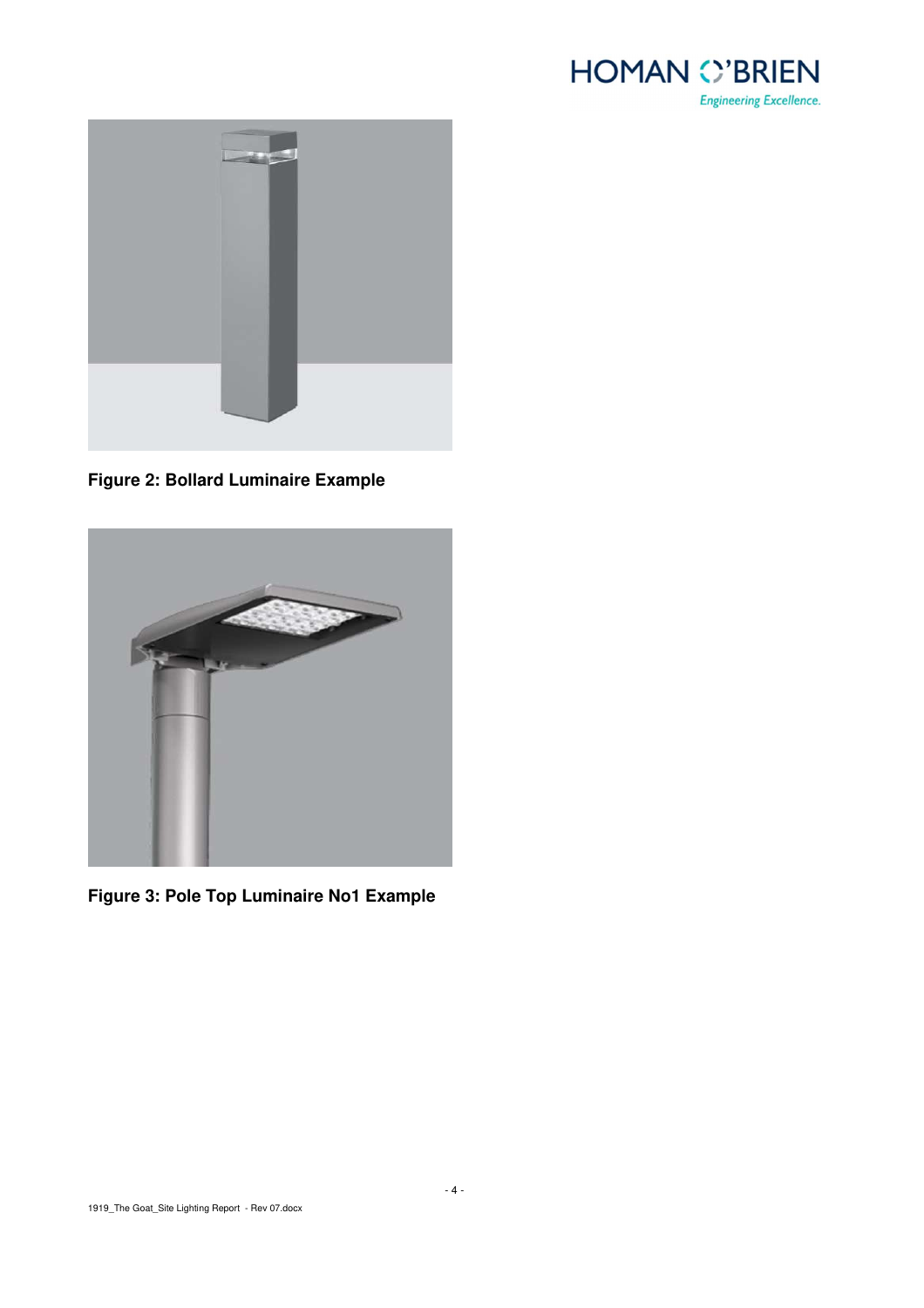**Figure 2: Bollard Luminaire Example**

**Figure 3: Pole Top Luminaire No1 Example**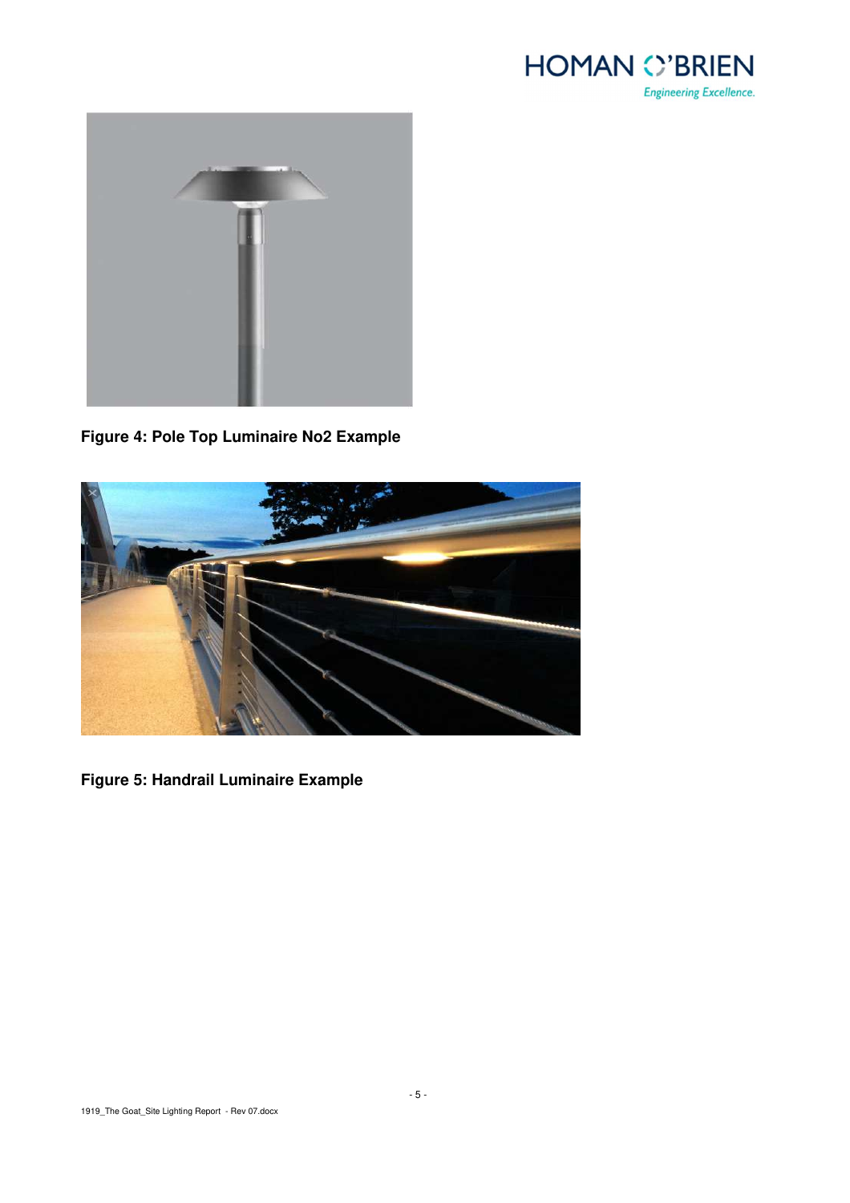**Figure 4: Pole Top Luminaire No2 Example**

**Figure 5: Handrail Luminaire Example**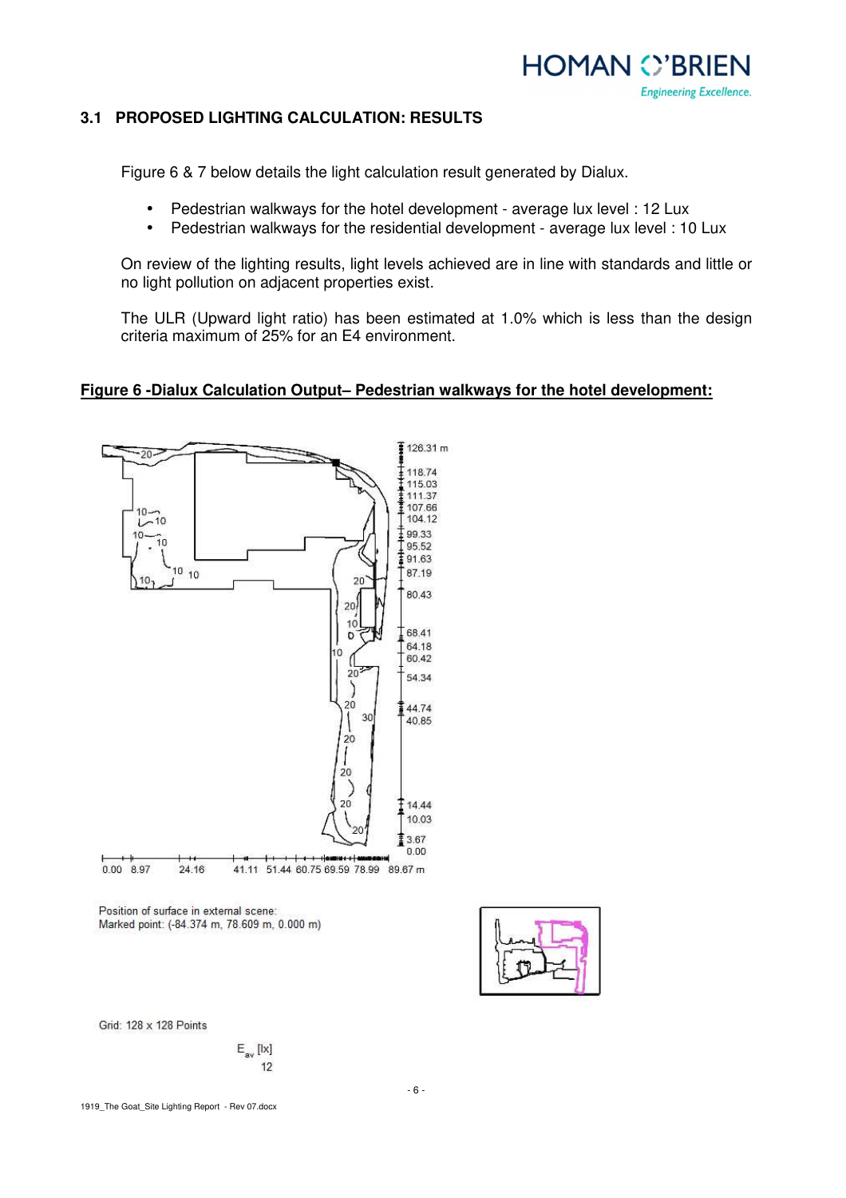### 3.1 PROPOSED LIGHTING CALCULATION: RESULTS

Figure 6 & 7 below details the light calculation result generated by Dialux.

- Pedestrian walkways for the hotel development - average lux level : 12 Lux
- Pedestrian walkways for the residential development - average lux level : 10 Lux

On review of the lighting results, light levels achieved are in line with standards and little or no light pollution on adjacent properties exist.

The ULR (Upward light ratio) has been estimated at 1.0% which is less than the design criteria maximum of 25% for an E4 environment.

**Figure 6 -Dialux Calculation Output– Pedestrian walkways for the hotel development:**

Position of surface in external scene:
Marked point: (-84.374 m, 78.609 m, 0.000 m)

Grid: 128 x 128 Points

| $E_{av}$ [lx] |
|---|
| 12 |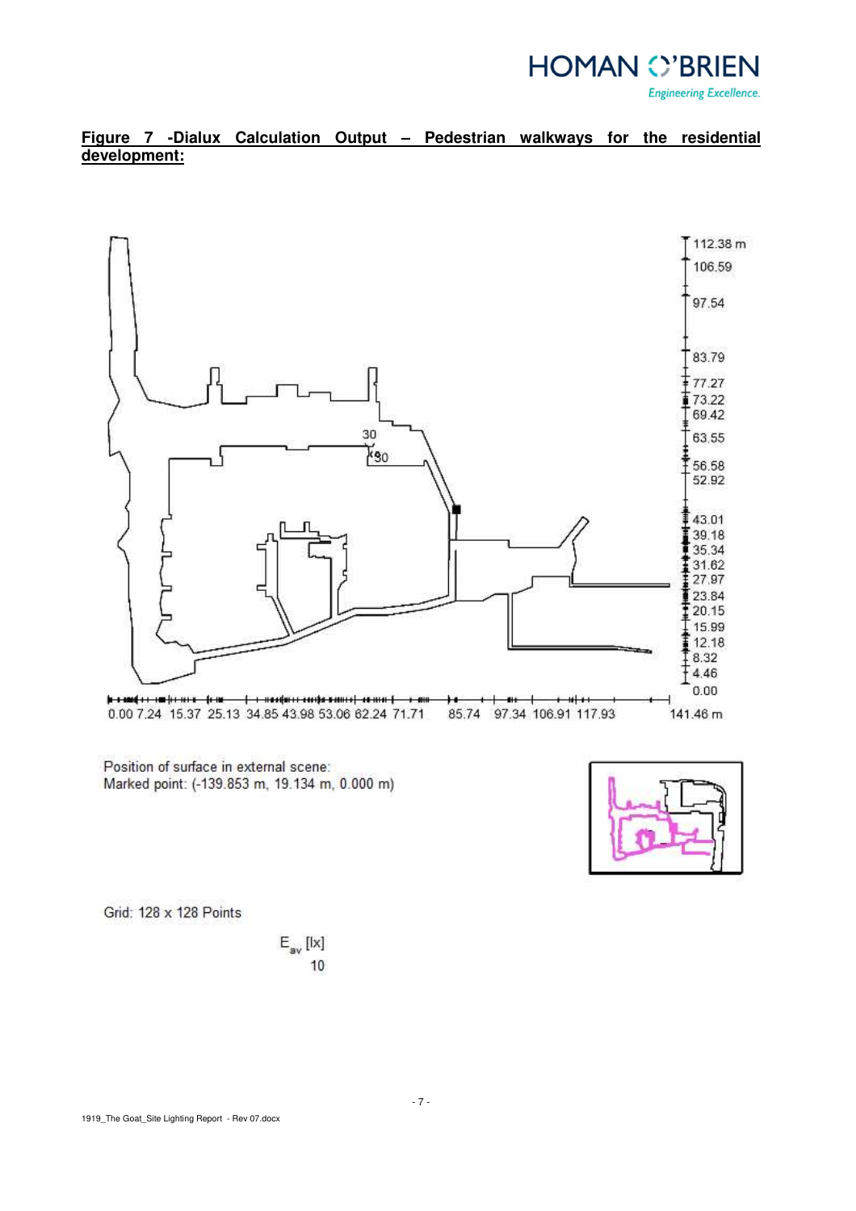**Figure 7 -Dialux Calculation Output – Pedestrian walkways for the residential development:**

Position of surface in external scene:
Marked point: (-139.853 m, 19.134 m, 0.000 m)

Grid: 128 x 128 Points

| $E_{av}$ [lx] |
|---|
| 10 |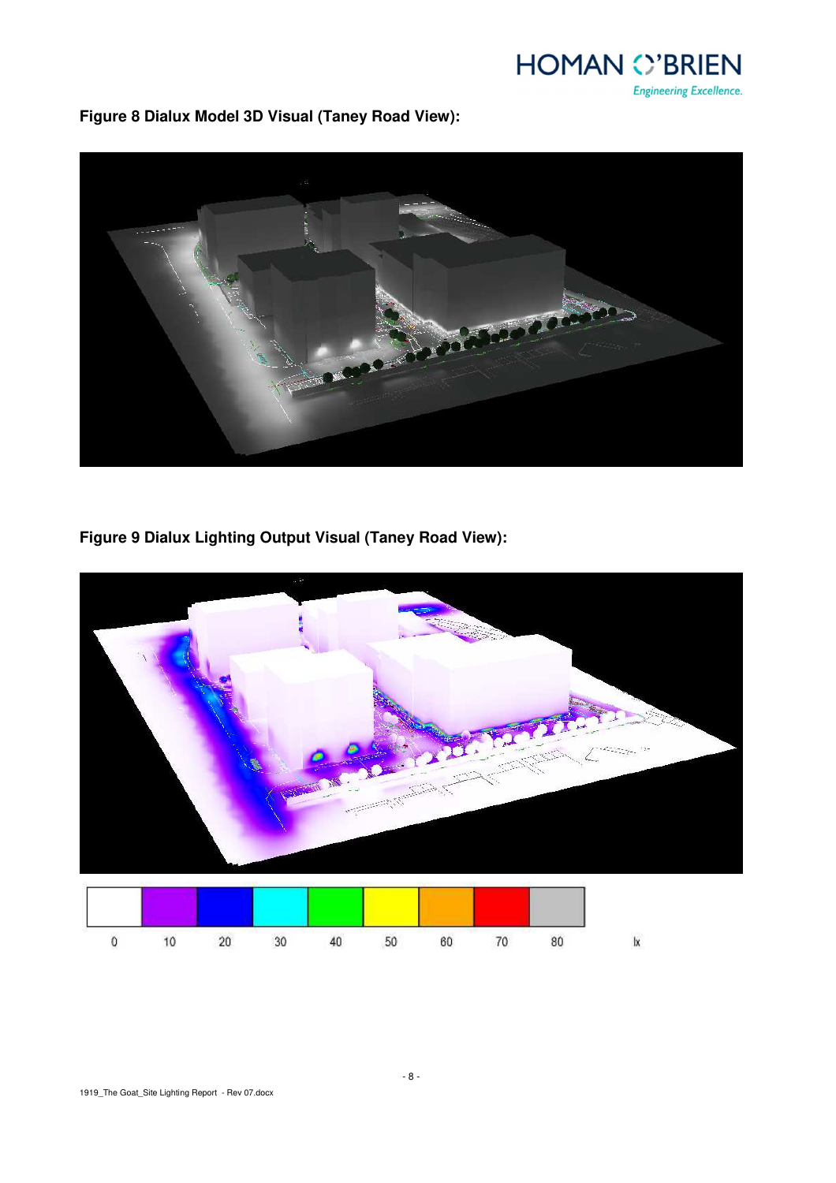**Figure 8 Dialux Model 3D Visual (Taney Road View):**

**Figure 9 Dialux Lighting Output Visual (Taney Road View):**

0 10 20 30 40 50 60 70 80 lx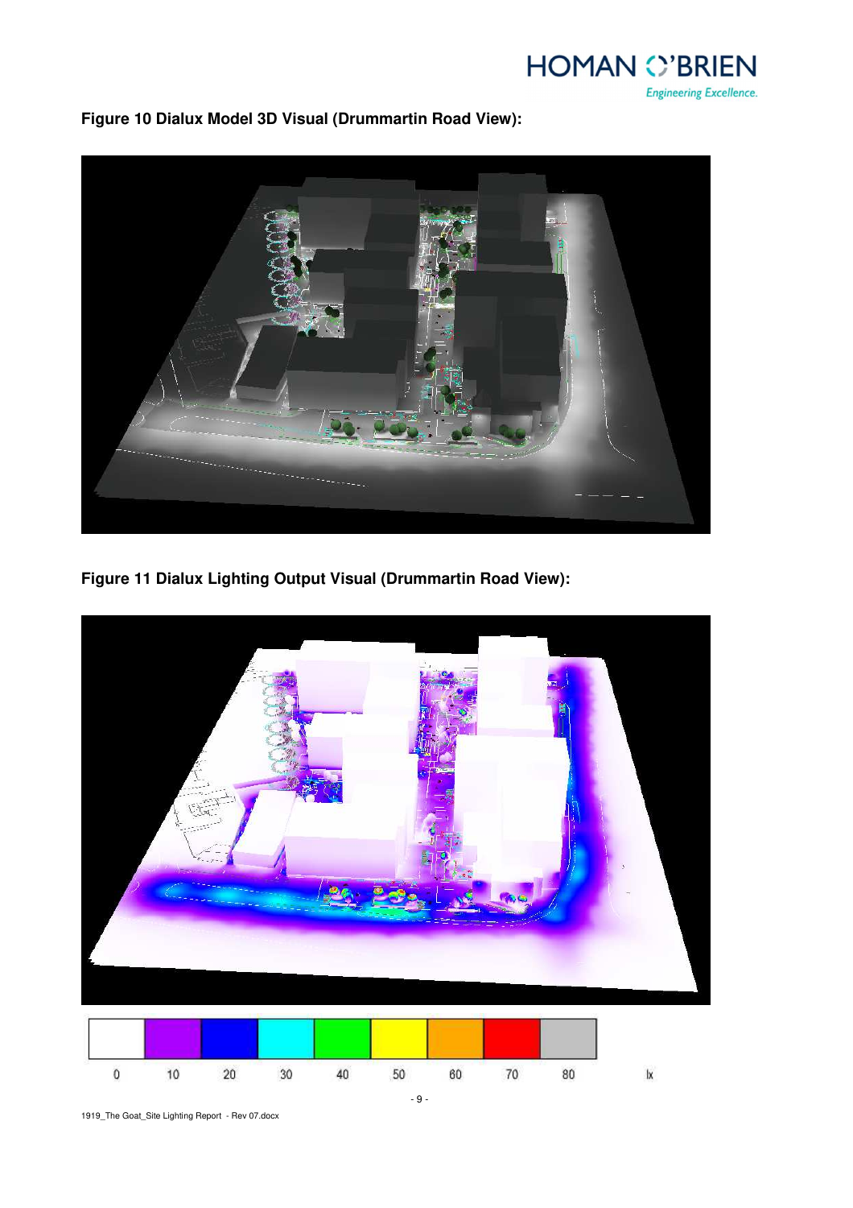**Figure 10 Dialux Model 3D Visual (Drummartin Road View):**

**Figure 11 Dialux Lighting Output Visual (Drummartin Road View):**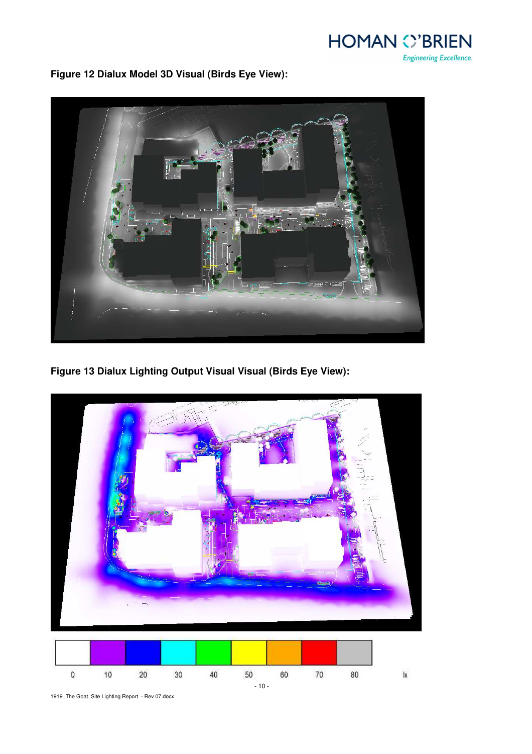**Figure 12 Dialux Model 3D Visual (Birds Eye View):**

**Figure 13 Dialux Lighting Output Visual Visual (Birds Eye View):**

| 0 | 10 | 20 | 30 | 40 | 50 | 60 | 70 | 80 | lx |
|---|---|---|---|---|---|---|---|---|---|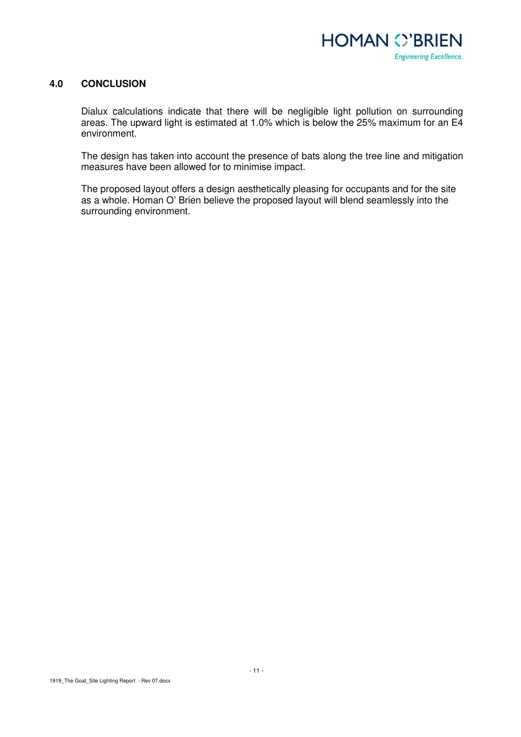## 4.0 CONCLUSION

Dialux calculations indicate that there will be negligible light pollution on surrounding areas. The upward light is estimated at 1.0% which is below the 25% maximum for an E4 environment.

The design has taken into account the presence of bats along the tree line and mitigation measures have been allowed for to minimise impact.

The proposed layout offers a design aesthetically pleasing for occupants and for the site as a whole. Homan O' Brien believe the proposed layout will blend seamlessly into the surrounding environment.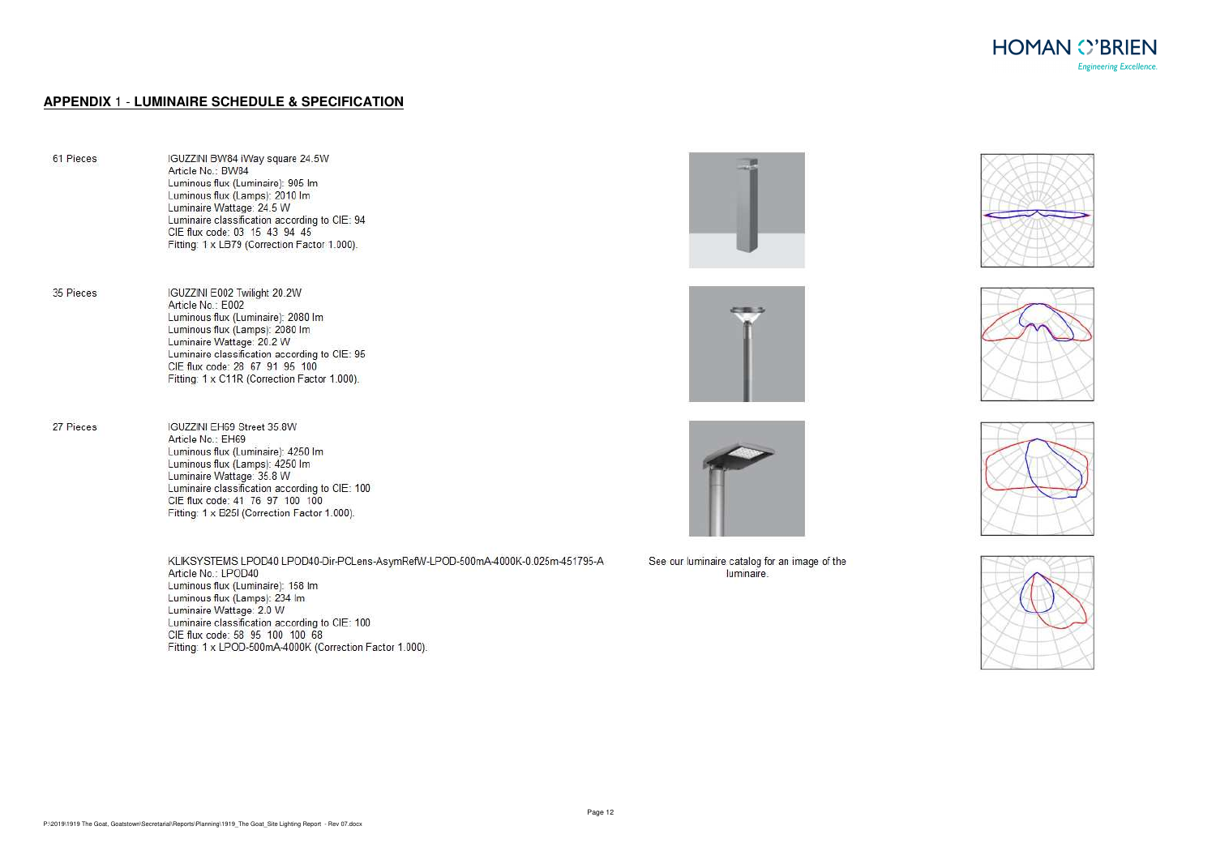## APPENDIX 1 - LUMINAIRE SCHEDULE & SPECIFICATION

61 Pieces

IGUZZINI BW84 iWay square 24.5W
Article No.: BW84
Luminous flux (Luminaire): 905 lm
Luminous flux (Lamps): 2010 lm
Luminaire Wattage: 24.5 W
Luminaire classification according to CIE: 94
CIE flux code: 03 15 43 94 45
Fitting: 1 x LB79 (Correction Factor 1.000).

35 Pieces

IGUZZINI E002 Twilight 20.2W
Article No.: E002
Luminous flux (Luminaire): 2080 lm
Luminous flux (Lamps): 2080 lm
Luminaire Wattage: 20.2 W
Luminaire classification according to CIE: 95
CIE flux code: 28 67 91 95 100
Fitting: 1 x C11R (Correction Factor 1.000).

27 Pieces

IGUZZINI EH69 Street 35.8W
Article No.: EH69
Luminous flux (Luminaire): 4250 lm
Luminous flux (Lamps): 4250 lm
Luminaire Wattage: 35.8 W
Luminaire classification according to CIE: 100
CIE flux code: 41 76 97 100 100
Fitting: 1 x E25I (Correction Factor 1.000).

KLIKSYSTEMS LPOD40 LPOD40-Dir-PCLens-AsymRefW-LPOD-500mA-4000K-0.025m-451795-A
Article No.: LPOD40
Luminous flux (Luminaire): 158 lm
Luminous flux (Lamps): 234 lm
Luminaire Wattage: 2.0 W
Luminaire classification according to CIE: 100
CIE flux code: 58 95 100 100 68
Fitting: 1 x LPOD-500mA-4000K (Correction Factor 1.000).

See our luminaire catalog for an image of the luminaire.

P:\2019\1919 The Goat, Goatstown\Secretarial\Reports\Planning\1919_The Goat_Site Lighting Report - Rev 07.docx